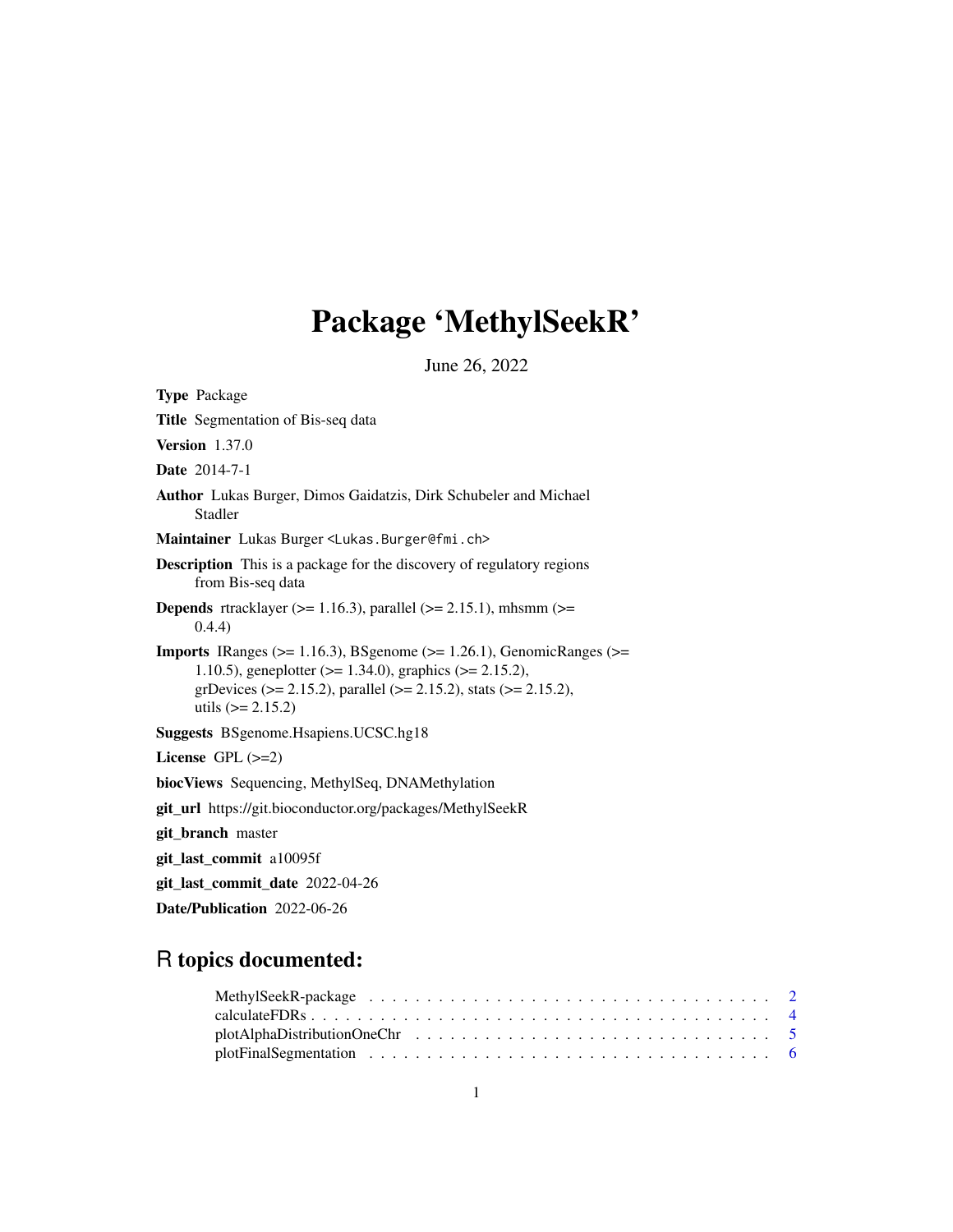# Package 'MethylSeekR'

June 26, 2022

**Type** Package

**Title** Segmentation of Bis-seq data

**Version** 1.37.0

**Date** 2014-7-1

**Author** Lukas Burger, Dimos Gaidatzis, Dirk Schubeler and Michael Stadler

**Maintainer** Lukas Burger <Lukas.Burger@fmi.ch>

**Description** This is a package for the discovery of regulatory regions from Bis-seq data

**Depends** rtracklayer (>= 1.16.3), parallel (>= 2.15.1), mhsmm (>= 0.4.4)

**Imports** IRanges (>= 1.16.3), BSgenome (>= 1.26.1), GenomicRanges (>= 1.10.5), geneplotter (>= 1.34.0), graphics (>= 2.15.2), grDevices (>= 2.15.2), parallel (>= 2.15.2), stats (>= 2.15.2), utils (>= 2.15.2)

**Suggests** BSgenome.Hsapiens.UCSC.hg18

**License** GPL (>=2)

**biocViews** Sequencing, MethylSeq, DNAMethylation

**git_url** https://git.bioconductor.org/packages/MethylSeekR

**git_branch** master

**git_last_commit** a10095f

**git_last_commit_date** 2022-04-26

**Date/Publication** 2022-06-26

## R topics documented:

- MethylSeekR-package . . . . . . . . . . . . . . . . . . . . . . . . . . . . . . . . . . . 2
- calculateFDRs . . . . . . . . . . . . . . . . . . . . . . . . . . . . . . . . . . . . . . . 4
- plotAlphaDistributionOneChr . . . . . . . . . . . . . . . . . . . . . . . . . . . . . . . 5
- plotFinalSegmentation . . . . . . . . . . . . . . . . . . . . . . . . . . . . . . . . . . 6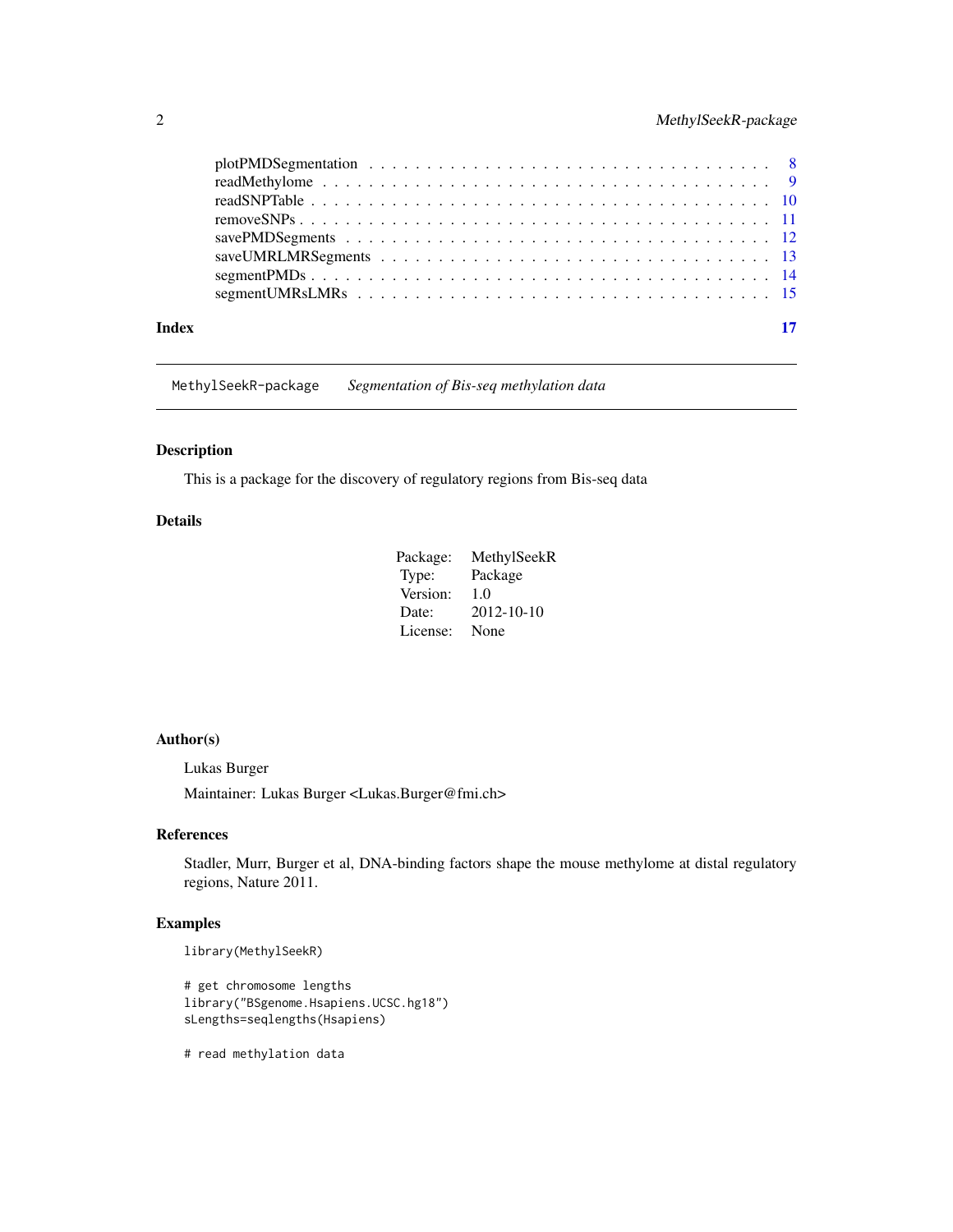plotPMDSegmentation . . . . . . . . . . . . . . . . . . . . . . . . . . . . . . . . . 8
readMethylome . . . . . . . . . . . . . . . . . . . . . . . . . . . . . . . . . . . . 9
readSNPTable . . . . . . . . . . . . . . . . . . . . . . . . . . . . . . . . . . . . 10
removeSNPs . . . . . . . . . . . . . . . . . . . . . . . . . . . . . . . . . . . . . 11
savePMDSegments . . . . . . . . . . . . . . . . . . . . . . . . . . . . . . . . . . 12
saveUMRLMRSegments . . . . . . . . . . . . . . . . . . . . . . . . . . . . . . . . 13
segmentPMDs . . . . . . . . . . . . . . . . . . . . . . . . . . . . . . . . . . . . 14
segmentUMRsLMRs . . . . . . . . . . . . . . . . . . . . . . . . . . . . . . . . . . 15

**Index** 17

---

## MethylSeekR-package — *Segmentation of Bis-seq methylation data*

### Description

This is a package for the discovery of regulatory regions from Bis-seq data

### Details

| | |
|---|---|
| Package: | MethylSeekR |
| Type: | Package |
| Version: | 1.0 |
| Date: | 2012-10-10 |
| License: | None |

### Author(s)

Lukas Burger

Maintainer: Lukas Burger <Lukas.Burger@fmi.ch>

### References

Stadler, Murr, Burger et al, DNA-binding factors shape the mouse methylome at distal regulatory regions, Nature 2011.

### Examples

```
library(MethylSeekR)

# get chromosome lengths
library("BSgenome.Hsapiens.UCSC.hg18")
sLengths=seqlengths(Hsapiens)

# read methylation data
```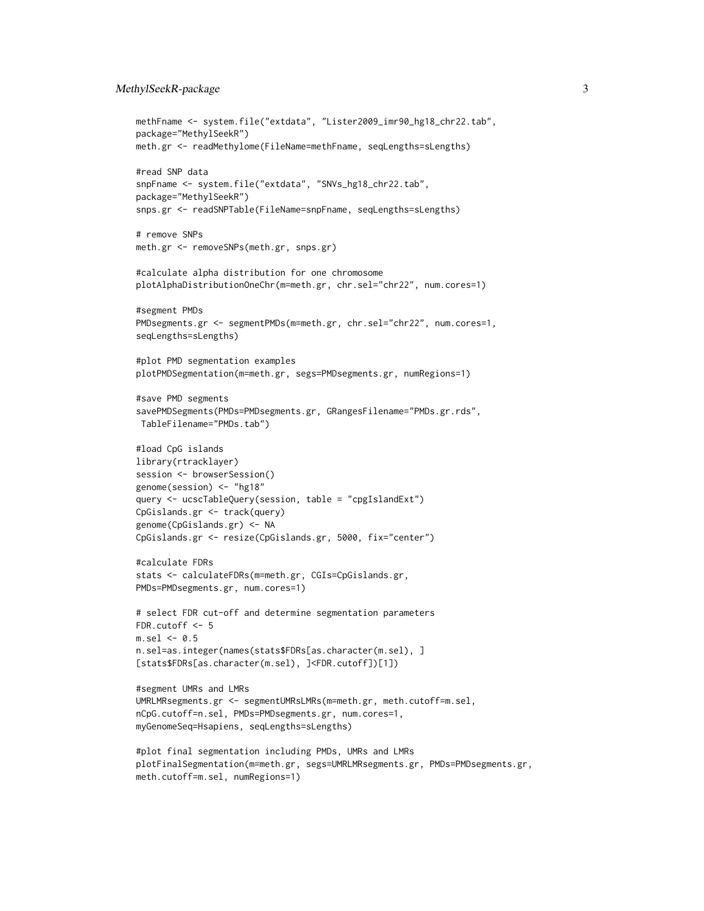```
methFname <- system.file("extdata", "Lister2009_imr90_hg18_chr22.tab",
package="MethylSeekR")
meth.gr <- readMethylome(FileName=methFname, seqLengths=sLengths)

#read SNP data
snpFname <- system.file("extdata", "SNVs_hg18_chr22.tab",
package="MethylSeekR")
snps.gr <- readSNPTable(FileName=snpFname, seqLengths=sLengths)

# remove SNPs
meth.gr <- removeSNPs(meth.gr, snps.gr)

#calculate alpha distribution for one chromosome
plotAlphaDistributionOneChr(m=meth.gr, chr.sel="chr22", num.cores=1)

#segment PMDs
PMDsegments.gr <- segmentPMDs(m=meth.gr, chr.sel="chr22", num.cores=1,
seqLengths=sLengths)

#plot PMD segmentation examples
plotPMDSegmentation(m=meth.gr, segs=PMDsegments.gr, numRegions=1)

#save PMD segments
savePMDSegments(PMDs=PMDsegments.gr, GRangesFilename="PMDs.gr.rds",
 TableFilename="PMDs.tab")

#load CpG islands
library(rtracklayer)
session <- browserSession()
genome(session) <- "hg18"
query <- ucscTableQuery(session, table = "cpgIslandExt")
CpGislands.gr <- track(query)
genome(CpGislands.gr) <- NA
CpGislands.gr <- resize(CpGislands.gr, 5000, fix="center")

#calculate FDRs
stats <- calculateFDRs(m=meth.gr, CGIs=CpGislands.gr,
PMDs=PMDsegments.gr, num.cores=1)

# select FDR cut-off and determine segmentation parameters
FDR.cutoff <- 5
m.sel <- 0.5
n.sel=as.integer(names(stats$FDRs[as.character(m.sel), ]
[stats$FDRs[as.character(m.sel), ]<FDR.cutoff])[1])

#segment UMRs and LMRs
UMRLMRsegments.gr <- segmentUMRsLMRs(m=meth.gr, meth.cutoff=m.sel,
nCpG.cutoff=n.sel, PMDs=PMDsegments.gr, num.cores=1,
myGenomeSeq=Hsapiens, seqLengths=sLengths)

#plot final segmentation including PMDs, UMRs and LMRs
plotFinalSegmentation(m=meth.gr, segs=UMRLMRsegments.gr, PMDs=PMDsegments.gr,
meth.cutoff=m.sel, numRegions=1)
```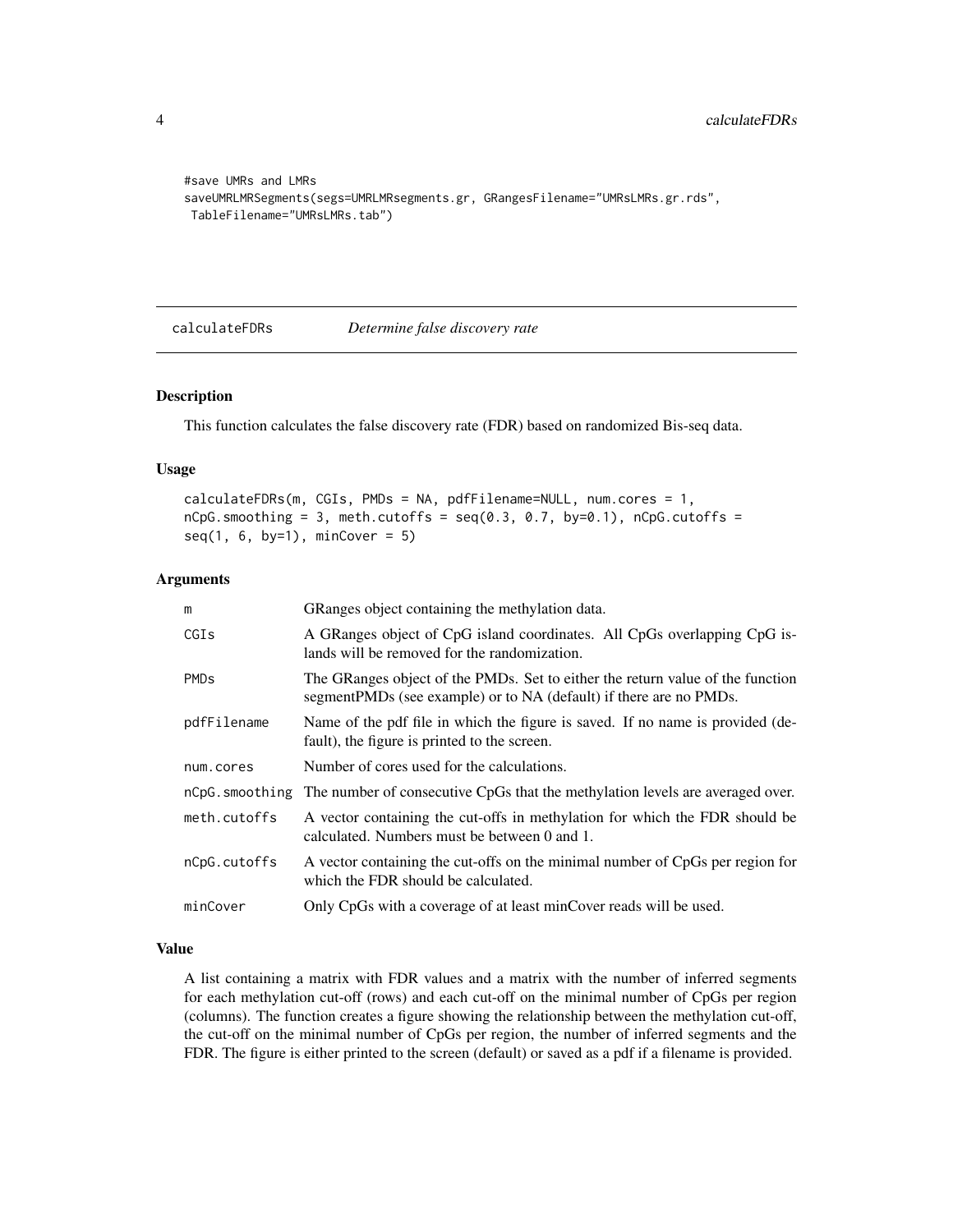```
#save UMRs and LMRs
saveUMRLMRSegments(segs=UMRLMRsegments.gr, GRangesFilename="UMRsLMRs.gr.rds",
 TableFilename="UMRsLMRs.tab")
```

## calculateFDRs — *Determine false discovery rate*

### Description

This function calculates the false discovery rate (FDR) based on randomized Bis-seq data.

### Usage

```
calculateFDRs(m, CGIs, PMDs = NA, pdfFilename=NULL, num.cores = 1,
nCpG.smoothing = 3, meth.cutoffs = seq(0.3, 0.7, by=0.1), nCpG.cutoffs =
seq(1, 6, by=1), minCover = 5)
```

### Arguments

| | |
|---|---|
| `m` | GRanges object containing the methylation data. |
| `CGIs` | A GRanges object of CpG island coordinates. All CpGs overlapping CpG islands will be removed for the randomization. |
| `PMDs` | The GRanges object of the PMDs. Set to either the return value of the function segmentPMDs (see example) or to NA (default) if there are no PMDs. |
| `pdfFilename` | Name of the pdf file in which the figure is saved. If no name is provided (default), the figure is printed to the screen. |
| `num.cores` | Number of cores used for the calculations. |
| `nCpG.smoothing` | The number of consecutive CpGs that the methylation levels are averaged over. |
| `meth.cutoffs` | A vector containing the cut-offs in methylation for which the FDR should be calculated. Numbers must be between 0 and 1. |
| `nCpG.cutoffs` | A vector containing the cut-offs on the minimal number of CpGs per region for which the FDR should be calculated. |
| `minCover` | Only CpGs with a coverage of at least minCover reads will be used. |

### Value

A list containing a matrix with FDR values and a matrix with the number of inferred segments for each methylation cut-off (rows) and each cut-off on the minimal number of CpGs per region (columns). The function creates a figure showing the relationship between the methylation cut-off, the cut-off on the minimal number of CpGs per region, the number of inferred segments and the FDR. The figure is either printed to the screen (default) or saved as a pdf if a filename is provided.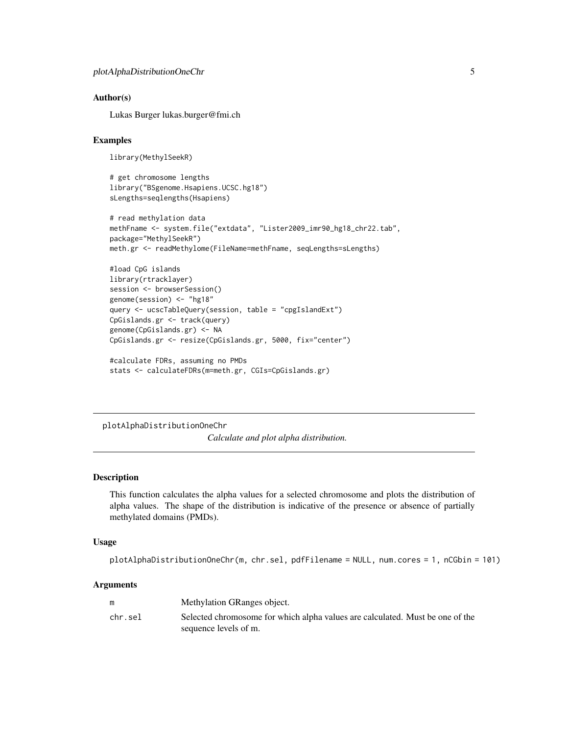## Author(s)

Lukas Burger lukas.burger@fmi.ch

## Examples

```
library(MethylSeekR)

# get chromosome lengths
library("BSgenome.Hsapiens.UCSC.hg18")
sLengths=seqlengths(Hsapiens)

# read methylation data
methFname <- system.file("extdata", "Lister2009_imr90_hg18_chr22.tab",
package="MethylSeekR")
meth.gr <- readMethylome(FileName=methFname, seqLengths=sLengths)

#load CpG islands
library(rtracklayer)
session <- browserSession()
genome(session) <- "hg18"
query <- ucscTableQuery(session, table = "cpgIslandExt")
CpGislands.gr <- track(query)
genome(CpGislands.gr) <- NA
CpGislands.gr <- resize(CpGislands.gr, 5000, fix="center")

#calculate FDRs, assuming no PMDs
stats <- calculateFDRs(m=meth.gr, CGIs=CpGislands.gr)
```

---

# plotAlphaDistributionOneChr

*Calculate and plot alpha distribution.*

---

## Description

This function calculates the alpha values for a selected chromosome and plots the distribution of alpha values. The shape of the distribution is indicative of the presence or absence of partially methylated domains (PMDs).

## Usage

```
plotAlphaDistributionOneChr(m, chr.sel, pdfFilename = NULL, num.cores = 1, nCGbin = 101)
```

## Arguments

| | |
|---|---|
| m | Methylation GRanges object. |
| chr.sel | Selected chromosome for which alpha values are calculated. Must be one of the sequence levels of m. |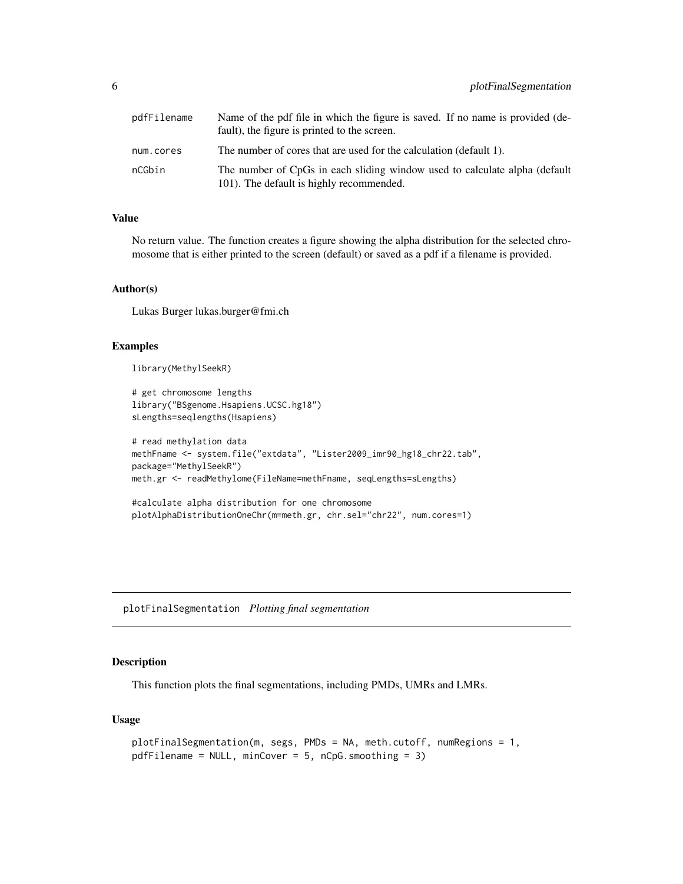| | |
|---|---|
| pdfFilename | Name of the pdf file in which the figure is saved. If no name is provided (default), the figure is printed to the screen. |
| num.cores | The number of cores that are used for the calculation (default 1). |
| nCGbin | The number of CpGs in each sliding window used to calculate alpha (default 101). The default is highly recommended. |

### Value

No return value. The function creates a figure showing the alpha distribution for the selected chromosome that is either printed to the screen (default) or saved as a pdf if a filename is provided.

### Author(s)

Lukas Burger lukas.burger@fmi.ch

### Examples

```
library(MethylSeekR)

# get chromosome lengths
library("BSgenome.Hsapiens.UCSC.hg18")
sLengths=seqlengths(Hsapiens)

# read methylation data
methFname <- system.file("extdata", "Lister2009_imr90_hg18_chr22.tab",
package="MethylSeekR")
meth.gr <- readMethylome(FileName=methFname, seqLengths=sLengths)

#calculate alpha distribution for one chromosome
plotAlphaDistributionOneChr(m=meth.gr, chr.sel="chr22", num.cores=1)
```

---

## plotFinalSegmentation *Plotting final segmentation*

### Description

This function plots the final segmentations, including PMDs, UMRs and LMRs.

### Usage

```
plotFinalSegmentation(m, segs, PMDs = NA, meth.cutoff, numRegions = 1,
pdfFilename = NULL, minCover = 5, nCpG.smoothing = 3)
```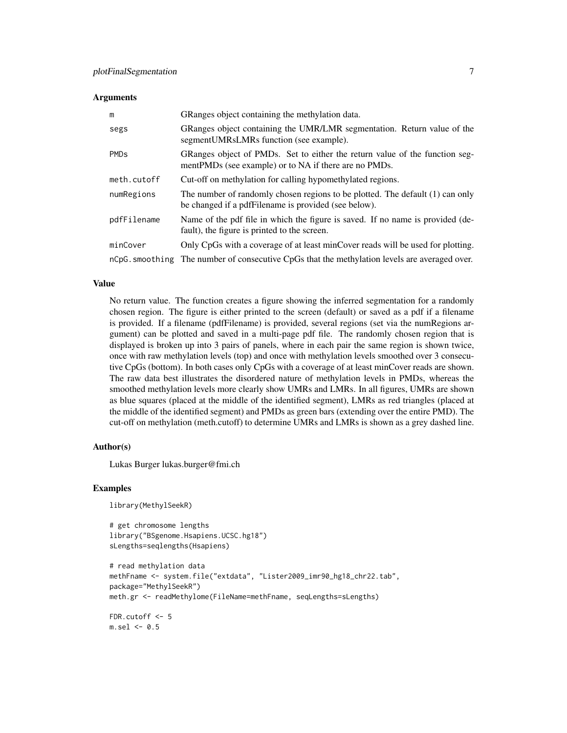### Arguments

| | |
|---|---|
| `m` | GRanges object containing the methylation data. |
| `segs` | GRanges object containing the UMR/LMR segmentation. Return value of the segmentUMRsLMRs function (see example). |
| `PMDs` | GRanges object of PMDs. Set to either the return value of the function segmentPMDs (see example) or to NA if there are no PMDs. |
| `meth.cutoff` | Cut-off on methylation for calling hypomethylated regions. |
| `numRegions` | The number of randomly chosen regions to be plotted. The default (1) can only be changed if a pdfFilename is provided (see below). |
| `pdfFilename` | Name of the pdf file in which the figure is saved. If no name is provided (default), the figure is printed to the screen. |
| `minCover` | Only CpGs with a coverage of at least minCover reads will be used for plotting. |
| `nCpG.smoothing` | The number of consecutive CpGs that the methylation levels are averaged over. |

### Value

No return value. The function creates a figure showing the inferred segmentation for a randomly chosen region. The figure is either printed to the screen (default) or saved as a pdf if a filename is provided. If a filename (pdfFilename) is provided, several regions (set via the numRegions argument) can be plotted and saved in a multi-page pdf file. The randomly chosen region that is displayed is broken up into 3 pairs of panels, where in each pair the same region is shown twice, once with raw methylation levels (top) and once with methylation levels smoothed over 3 consecutive CpGs (bottom). In both cases only CpGs with a coverage of at least minCover reads are shown. The raw data best illustrates the disordered nature of methylation levels in PMDs, whereas the smoothed methylation levels more clearly show UMRs and LMRs. In all figures, UMRs are shown as blue squares (placed at the middle of the identified segment), LMRs as red triangles (placed at the middle of the identified segment) and PMDs as green bars (extending over the entire PMD). The cut-off on methylation (meth.cutoff) to determine UMRs and LMRs is shown as a grey dashed line.

### Author(s)

Lukas Burger lukas.burger@fmi.ch

### Examples

```
library(MethylSeekR)

# get chromosome lengths
library("BSgenome.Hsapiens.UCSC.hg18")
sLengths=seqlengths(Hsapiens)

# read methylation data
methFname <- system.file("extdata", "Lister2009_imr90_hg18_chr22.tab",
package="MethylSeekR")
meth.gr <- readMethylome(FileName=methFname, seqLengths=sLengths)

FDR.cutoff <- 5
m.sel <- 0.5
```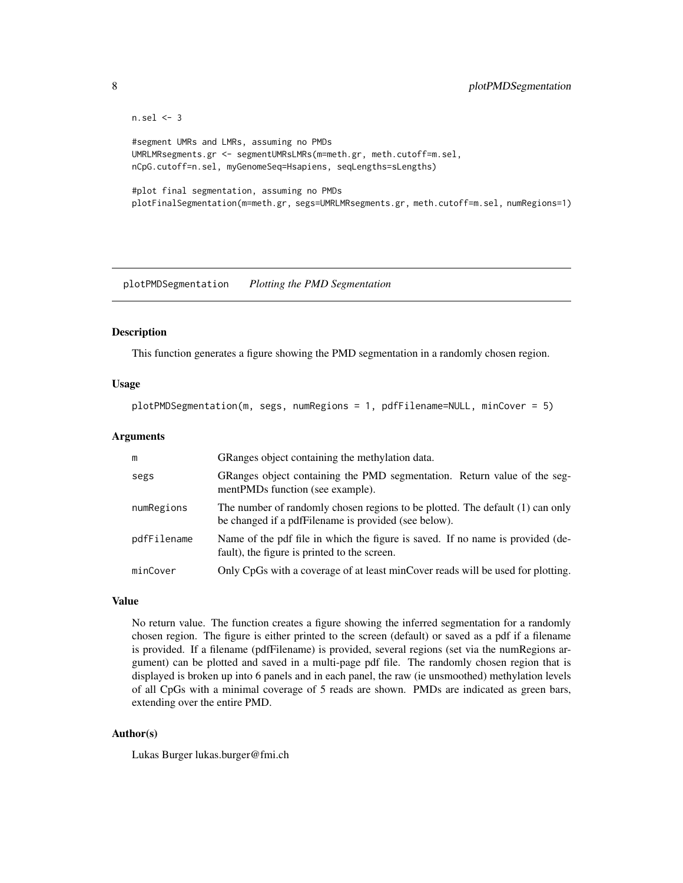```
n.sel <- 3

#segment UMRs and LMRs, assuming no PMDs
UMRLMRsegments.gr <- segmentUMRsLMRs(m=meth.gr, meth.cutoff=m.sel,
nCpG.cutoff=n.sel, myGenomeSeq=Hsapiens, seqLengths=sLengths)

#plot final segmentation, assuming no PMDs
plotFinalSegmentation(m=meth.gr, segs=UMRLMRsegments.gr, meth.cutoff=m.sel, numRegions=1)
```

## plotPMDSegmentation *Plotting the PMD Segmentation*

### Description

This function generates a figure showing the PMD segmentation in a randomly chosen region.

### Usage

```
plotPMDSegmentation(m, segs, numRegions = 1, pdfFilename=NULL, minCover = 5)
```

### Arguments

| | |
|---|---|
| m | GRanges object containing the methylation data. |
| segs | GRanges object containing the PMD segmentation. Return value of the segmentPMDs function (see example). |
| numRegions | The number of randomly chosen regions to be plotted. The default (1) can only be changed if a pdfFilename is provided (see below). |
| pdfFilename | Name of the pdf file in which the figure is saved. If no name is provided (default), the figure is printed to the screen. |
| minCover | Only CpGs with a coverage of at least minCover reads will be used for plotting. |

### Value

No return value. The function creates a figure showing the inferred segmentation for a randomly chosen region. The figure is either printed to the screen (default) or saved as a pdf if a filename is provided. If a filename (pdfFilename) is provided, several regions (set via the numRegions argument) can be plotted and saved in a multi-page pdf file. The randomly chosen region that is displayed is broken up into 6 panels and in each panel, the raw (ie unsmoothed) methylation levels of all CpGs with a minimal coverage of 5 reads are shown. PMDs are indicated as green bars, extending over the entire PMD.

### Author(s)

Lukas Burger lukas.burger@fmi.ch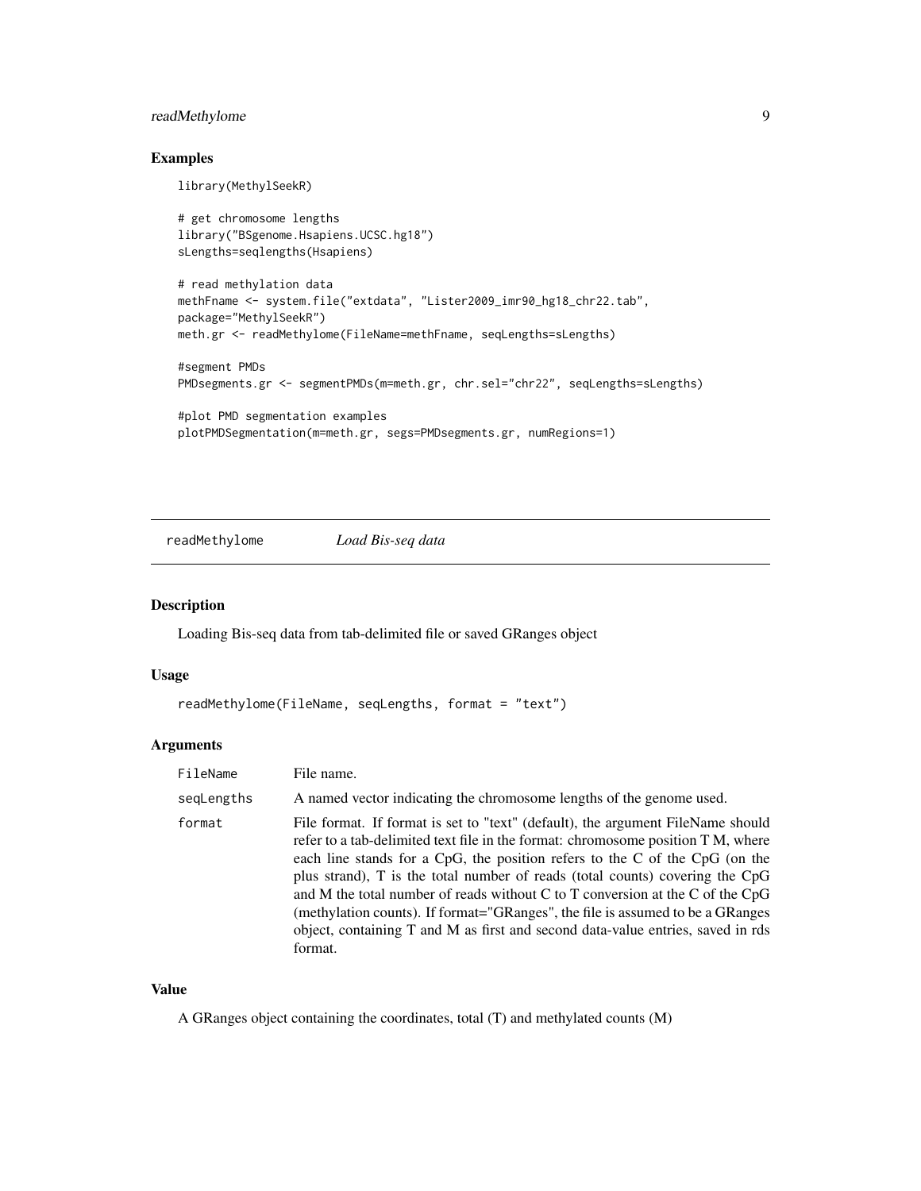### Examples

```
library(MethylSeekR)

# get chromosome lengths
library("BSgenome.Hsapiens.UCSC.hg18")
sLengths=seqlengths(Hsapiens)

# read methylation data
methFname <- system.file("extdata", "Lister2009_imr90_hg18_chr22.tab",
package="MethylSeekR")
meth.gr <- readMethylome(FileName=methFname, seqLengths=sLengths)

#segment PMDs
PMDsegments.gr <- segmentPMDs(m=meth.gr, chr.sel="chr22", seqLengths=sLengths)

#plot PMD segmentation examples
plotPMDSegmentation(m=meth.gr, segs=PMDsegments.gr, numRegions=1)
```

---

## readMethylome *Load Bis-seq data*

### Description

Loading Bis-seq data from tab-delimited file or saved GRanges object

### Usage

```
readMethylome(FileName, seqLengths, format = "text")
```

### Arguments

| | |
|---|---|
| `FileName` | File name. |
| `seqLengths` | A named vector indicating the chromosome lengths of the genome used. |
| `format` | File format. If format is set to "text" (default), the argument FileName should refer to a tab-delimited text file in the format: chromosome position T M, where each line stands for a CpG, the position refers to the C of the CpG (on the plus strand), T is the total number of reads (total counts) covering the CpG and M the total number of reads without C to T conversion at the C of the CpG (methylation counts). If format="GRanges", the file is assumed to be a GRanges object, containing T and M as first and second data-value entries, saved in rds format. |

### Value

A GRanges object containing the coordinates, total (T) and methylated counts (M)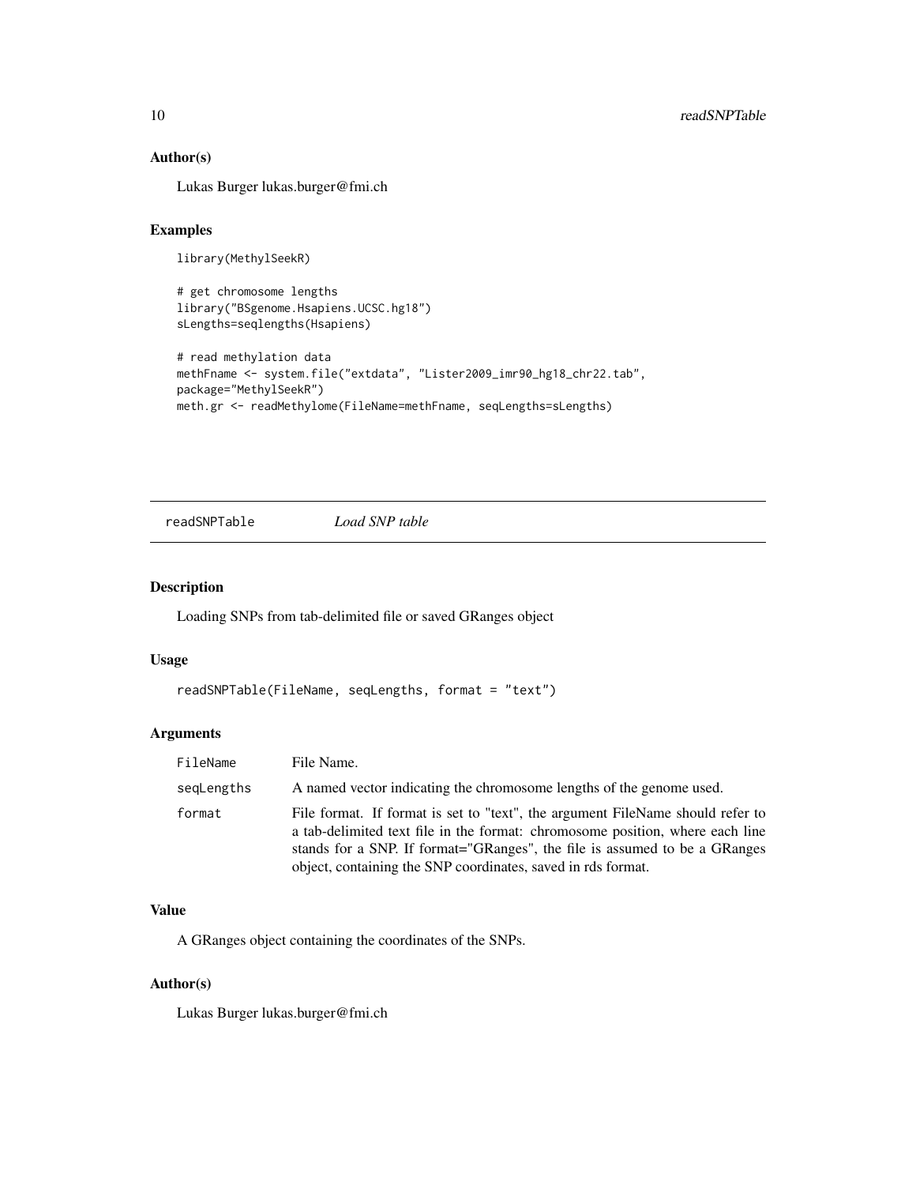## Author(s)

Lukas Burger lukas.burger@fmi.ch

## Examples

```
library(MethylSeekR)

# get chromosome lengths
library("BSgenome.Hsapiens.UCSC.hg18")
sLengths=seqlengths(Hsapiens)

# read methylation data
methFname <- system.file("extdata", "Lister2009_imr90_hg18_chr22.tab",
package="MethylSeekR")
meth.gr <- readMethylome(FileName=methFname, seqLengths=sLengths)
```

---

# readSNPTable *Load SNP table*

## Description

Loading SNPs from tab-delimited file or saved GRanges object

## Usage

```
readSNPTable(FileName, seqLengths, format = "text")
```

## Arguments

| | |
|---|---|
| FileName | File Name. |
| seqLengths | A named vector indicating the chromosome lengths of the genome used. |
| format | File format. If format is set to "text", the argument FileName should refer to a tab-delimited text file in the format: chromosome position, where each line stands for a SNP. If format="GRanges", the file is assumed to be a GRanges object, containing the SNP coordinates, saved in rds format. |

## Value

A GRanges object containing the coordinates of the SNPs.

## Author(s)

Lukas Burger lukas.burger@fmi.ch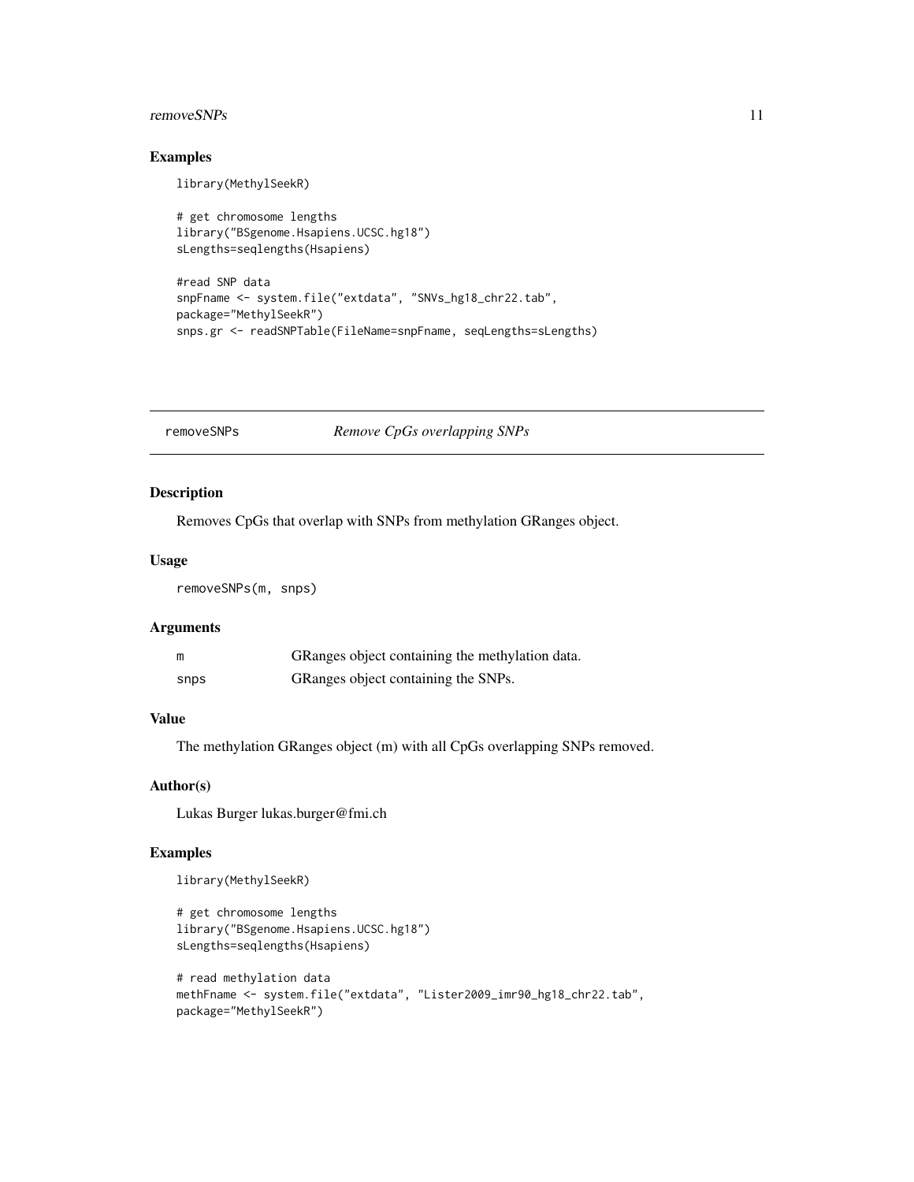## Examples

```
library(MethylSeekR)

# get chromosome lengths
library("BSgenome.Hsapiens.UCSC.hg18")
sLengths=seqlengths(Hsapiens)

#read SNP data
snpFname <- system.file("extdata", "SNVs_hg18_chr22.tab",
package="MethylSeekR")
snps.gr <- readSNPTable(FileName=snpFname, seqLengths=sLengths)
```

---

# removeSNPs *Remove CpGs overlapping SNPs*

## Description

Removes CpGs that overlap with SNPs from methylation GRanges object.

## Usage

```
removeSNPs(m, snps)
```

## Arguments

| | |
|---|---|
| m | GRanges object containing the methylation data. |
| snps | GRanges object containing the SNPs. |

## Value

The methylation GRanges object (m) with all CpGs overlapping SNPs removed.

## Author(s)

Lukas Burger lukas.burger@fmi.ch

## Examples

```
library(MethylSeekR)

# get chromosome lengths
library("BSgenome.Hsapiens.UCSC.hg18")
sLengths=seqlengths(Hsapiens)

# read methylation data
methFname <- system.file("extdata", "Lister2009_imr90_hg18_chr22.tab",
package="MethylSeekR")
```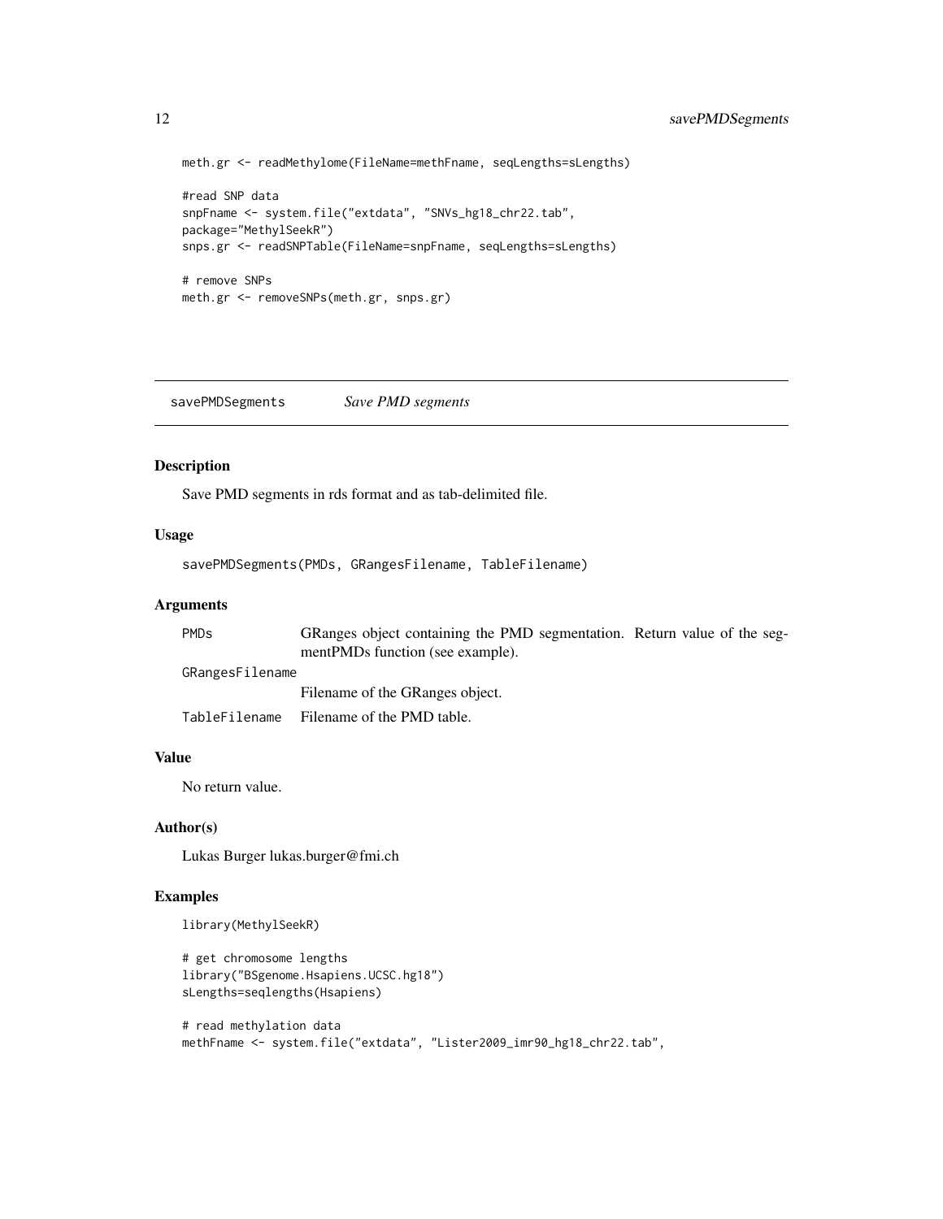```
meth.gr <- readMethylome(FileName=methFname, seqLengths=sLengths)

#read SNP data
snpFname <- system.file("extdata", "SNVs_hg18_chr22.tab",
package="MethylSeekR")
snps.gr <- readSNPTable(FileName=snpFname, seqLengths=sLengths)

# remove SNPs
meth.gr <- removeSNPs(meth.gr, snps.gr)
```

---

## savePMDSegments *Save PMD segments*

---

### Description

Save PMD segments in rds format and as tab-delimited file.

### Usage

```
savePMDSegments(PMDs, GRangesFilename, TableFilename)
```

### Arguments

| | |
|---|---|
| `PMDs` | GRanges object containing the PMD segmentation. Return value of the segmentPMDs function (see example). |
| `GRangesFilename` | Filename of the GRanges object. |
| `TableFilename` | Filename of the PMD table. |

### Value

No return value.

### Author(s)

Lukas Burger lukas.burger@fmi.ch

### Examples

```
library(MethylSeekR)

# get chromosome lengths
library("BSgenome.Hsapiens.UCSC.hg18")
sLengths=seqlengths(Hsapiens)

# read methylation data
methFname <- system.file("extdata", "Lister2009_imr90_hg18_chr22.tab",
```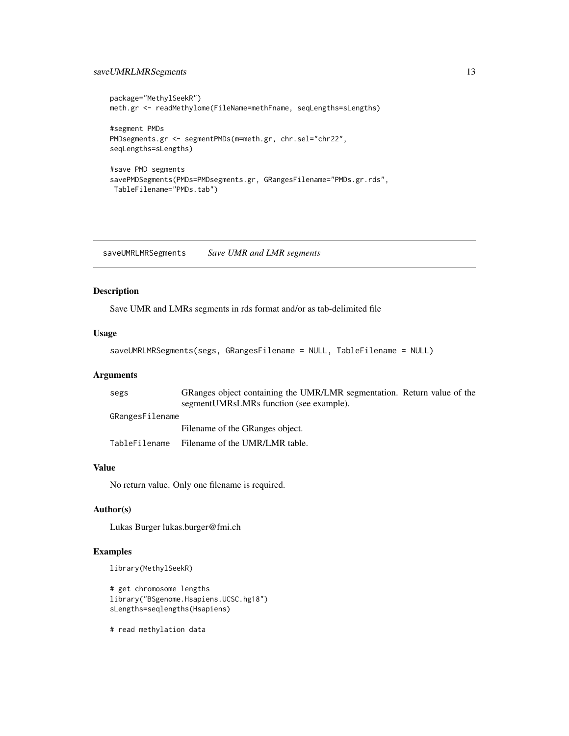```
package="MethylSeekR")
meth.gr <- readMethylome(FileName=methFname, seqLengths=sLengths)

#segment PMDs
PMDsegments.gr <- segmentPMDs(m=meth.gr, chr.sel="chr22",
seqLengths=sLengths)

#save PMD segments
savePMDSegments(PMDs=PMDsegments.gr, GRangesFilename="PMDs.gr.rds",
 TableFilename="PMDs.tab")
```

## saveUMRLMRSegments *Save UMR and LMR segments*

### Description

Save UMR and LMRs segments in rds format and/or as tab-delimited file

### Usage

```
saveUMRLMRSegments(segs, GRangesFilename = NULL, TableFilename = NULL)
```

### Arguments

| | |
|---|---|
| segs | GRanges object containing the UMR/LMR segmentation. Return value of the segmentUMRsLMRs function (see example). |
| GRangesFilename | Filename of the GRanges object. |
| TableFilename | Filename of the UMR/LMR table. |

### Value

No return value. Only one filename is required.

### Author(s)

Lukas Burger lukas.burger@fmi.ch

### Examples

```
library(MethylSeekR)

# get chromosome lengths
library("BSgenome.Hsapiens.UCSC.hg18")
sLengths=seqlengths(Hsapiens)

# read methylation data
```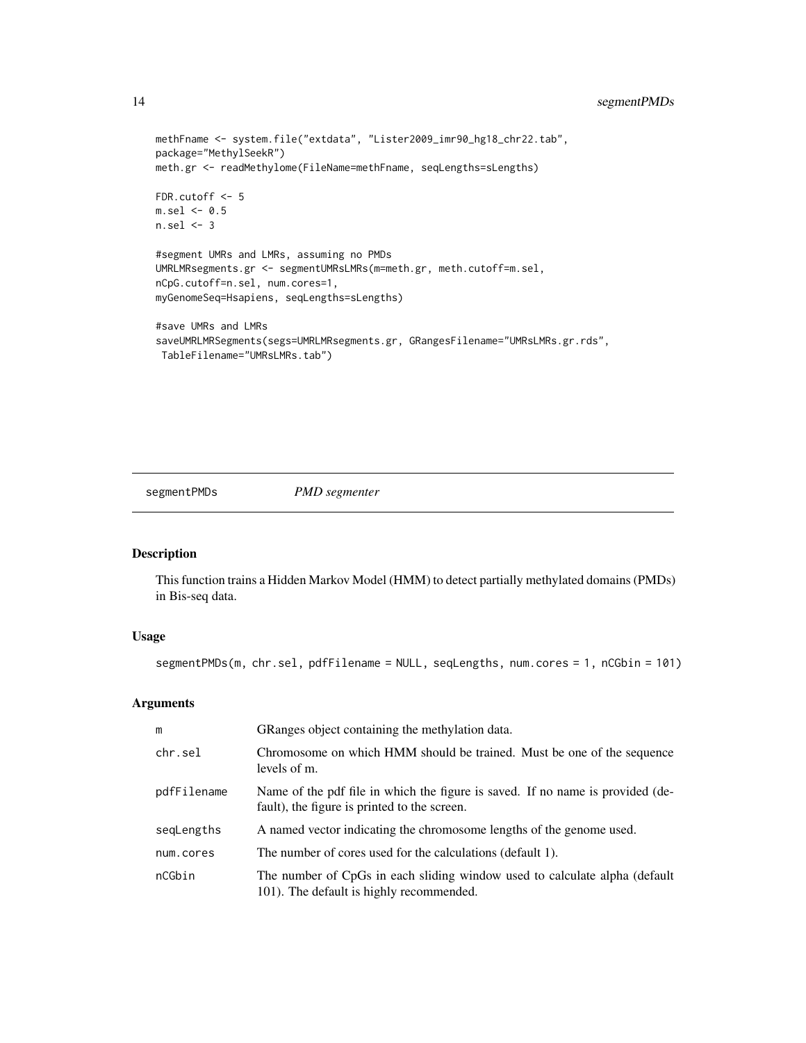```
methFname <- system.file("extdata", "Lister2009_imr90_hg18_chr22.tab",
package="MethylSeekR")
meth.gr <- readMethylome(FileName=methFname, seqLengths=sLengths)

FDR.cutoff <- 5
m.sel <- 0.5
n.sel <- 3

#segment UMRs and LMRs, assuming no PMDs
UMRLMRsegments.gr <- segmentUMRsLMRs(m=meth.gr, meth.cutoff=m.sel,
nCpG.cutoff=n.sel, num.cores=1,
myGenomeSeq=Hsapiens, seqLengths=sLengths)

#save UMRs and LMRs
saveUMRLMRSegments(segs=UMRLMRsegments.gr, GRangesFilename="UMRsLMRs.gr.rds",
 TableFilename="UMRsLMRs.tab")
```

## segmentPMDs &nbsp;&nbsp;&nbsp; *PMD segmenter*

### Description

This function trains a Hidden Markov Model (HMM) to detect partially methylated domains (PMDs) in Bis-seq data.

### Usage

```
segmentPMDs(m, chr.sel, pdfFilename = NULL, seqLengths, num.cores = 1, nCGbin = 101)
```

### Arguments

| | |
|---|---|
| m | GRanges object containing the methylation data. |
| chr.sel | Chromosome on which HMM should be trained. Must be one of the sequence levels of m. |
| pdfFilename | Name of the pdf file in which the figure is saved. If no name is provided (default), the figure is printed to the screen. |
| seqLengths | A named vector indicating the chromosome lengths of the genome used. |
| num.cores | The number of cores used for the calculations (default 1). |
| nCGbin | The number of CpGs in each sliding window used to calculate alpha (default 101). The default is highly recommended. |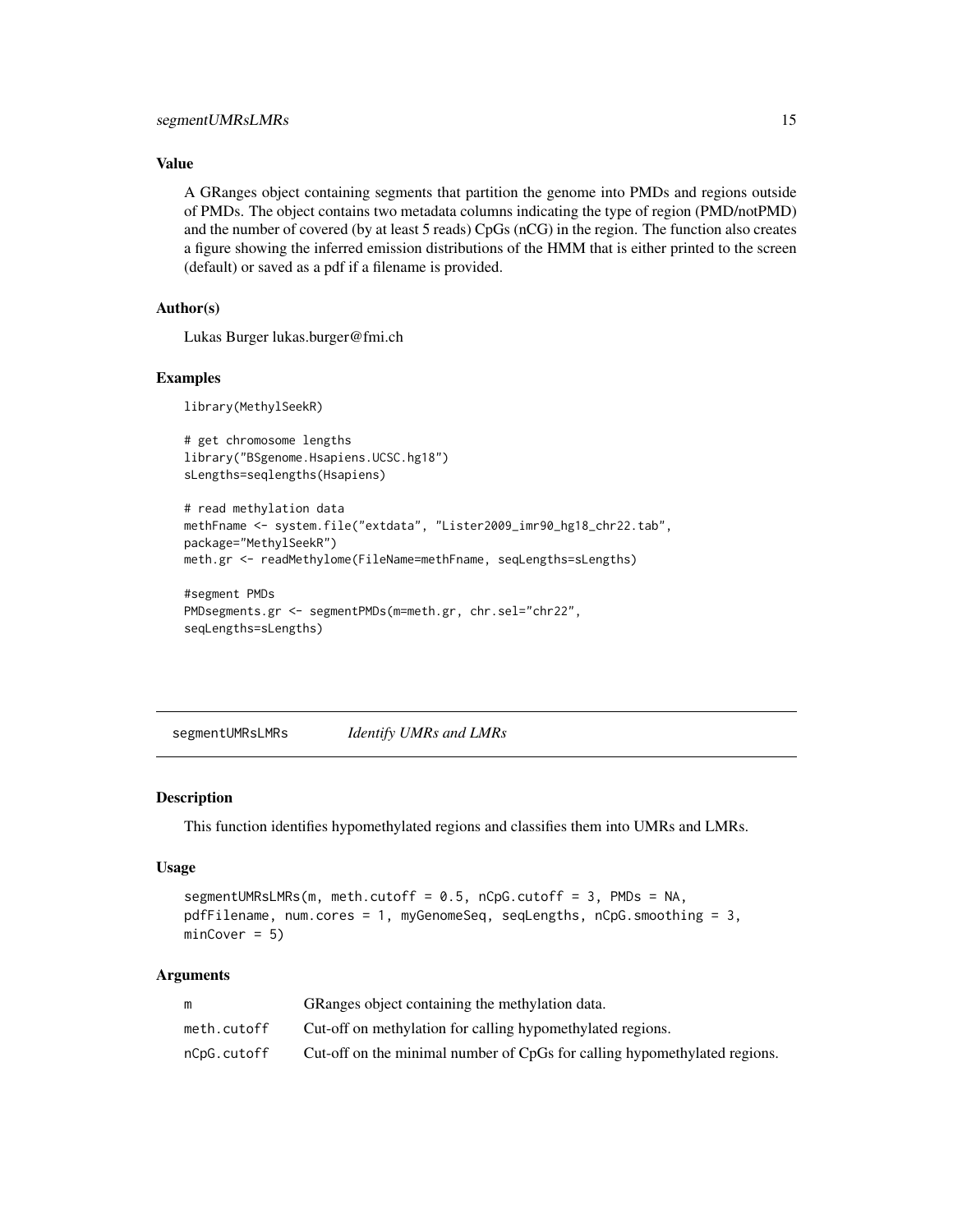### Value

A GRanges object containing segments that partition the genome into PMDs and regions outside of PMDs. The object contains two metadata columns indicating the type of region (PMD/notPMD) and the number of covered (by at least 5 reads) CpGs (nCG) in the region. The function also creates a figure showing the inferred emission distributions of the HMM that is either printed to the screen (default) or saved as a pdf if a filename is provided.

### Author(s)

Lukas Burger lukas.burger@fmi.ch

### Examples

```
library(MethylSeekR)

# get chromosome lengths
library("BSgenome.Hsapiens.UCSC.hg18")
sLengths=seqlengths(Hsapiens)

# read methylation data
methFname <- system.file("extdata", "Lister2009_imr90_hg18_chr22.tab",
package="MethylSeekR")
meth.gr <- readMethylome(FileName=methFname, seqLengths=sLengths)

#segment PMDs
PMDsegments.gr <- segmentPMDs(m=meth.gr, chr.sel="chr22",
seqLengths=sLengths)
```

---

## segmentUMRsLMRs    *Identify UMRs and LMRs*

### Description

This function identifies hypomethylated regions and classifies them into UMRs and LMRs.

### Usage

```
segmentUMRsLMRs(m, meth.cutoff = 0.5, nCpG.cutoff = 3, PMDs = NA,
pdfFilename, num.cores = 1, myGenomeSeq, seqLengths, nCpG.smoothing = 3,
minCover = 5)
```

### Arguments

| | |
|---|---|
| m | GRanges object containing the methylation data. |
| meth.cutoff | Cut-off on methylation for calling hypomethylated regions. |
| nCpG.cutoff | Cut-off on the minimal number of CpGs for calling hypomethylated regions. |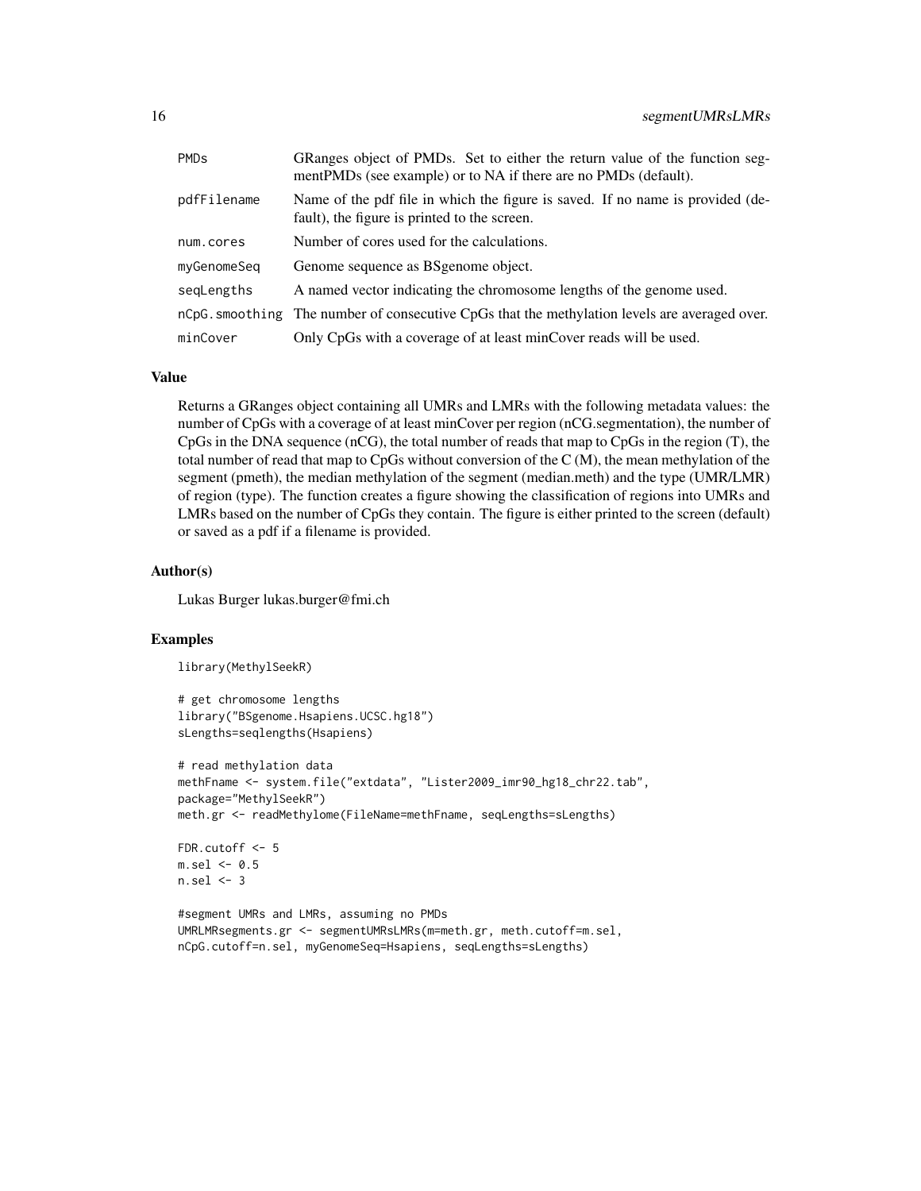| | |
|---|---|
| PMDs | GRanges object of PMDs. Set to either the return value of the function segmentPMDs (see example) or to NA if there are no PMDs (default). |
| pdfFilename | Name of the pdf file in which the figure is saved. If no name is provided (default), the figure is printed to the screen. |
| num.cores | Number of cores used for the calculations. |
| myGenomeSeq | Genome sequence as BSgenome object. |
| seqLengths | A named vector indicating the chromosome lengths of the genome used. |
| nCpG.smoothing | The number of consecutive CpGs that the methylation levels are averaged over. |
| minCover | Only CpGs with a coverage of at least minCover reads will be used. |

### Value

Returns a GRanges object containing all UMRs and LMRs with the following metadata values: the number of CpGs with a coverage of at least minCover per region (nCG.segmentation), the number of CpGs in the DNA sequence (nCG), the total number of reads that map to CpGs in the region (T), the total number of read that map to CpGs without conversion of the C (M), the mean methylation of the segment (pmeth), the median methylation of the segment (median.meth) and the type (UMR/LMR) of region (type). The function creates a figure showing the classification of regions into UMRs and LMRs based on the number of CpGs they contain. The figure is either printed to the screen (default) or saved as a pdf if a filename is provided.

### Author(s)

Lukas Burger lukas.burger@fmi.ch

### Examples

```
library(MethylSeekR)

# get chromosome lengths
library("BSgenome.Hsapiens.UCSC.hg18")
sLengths=seqlengths(Hsapiens)

# read methylation data
methFname <- system.file("extdata", "Lister2009_imr90_hg18_chr22.tab",
package="MethylSeekR")
meth.gr <- readMethylome(FileName=methFname, seqLengths=sLengths)

FDR.cutoff <- 5
m.sel <- 0.5
n.sel <- 3

#segment UMRs and LMRs, assuming no PMDs
UMRLMRsegments.gr <- segmentUMRsLMRs(m=meth.gr, meth.cutoff=m.sel,
nCpG.cutoff=n.sel, myGenomeSeq=Hsapiens, seqLengths=sLengths)
```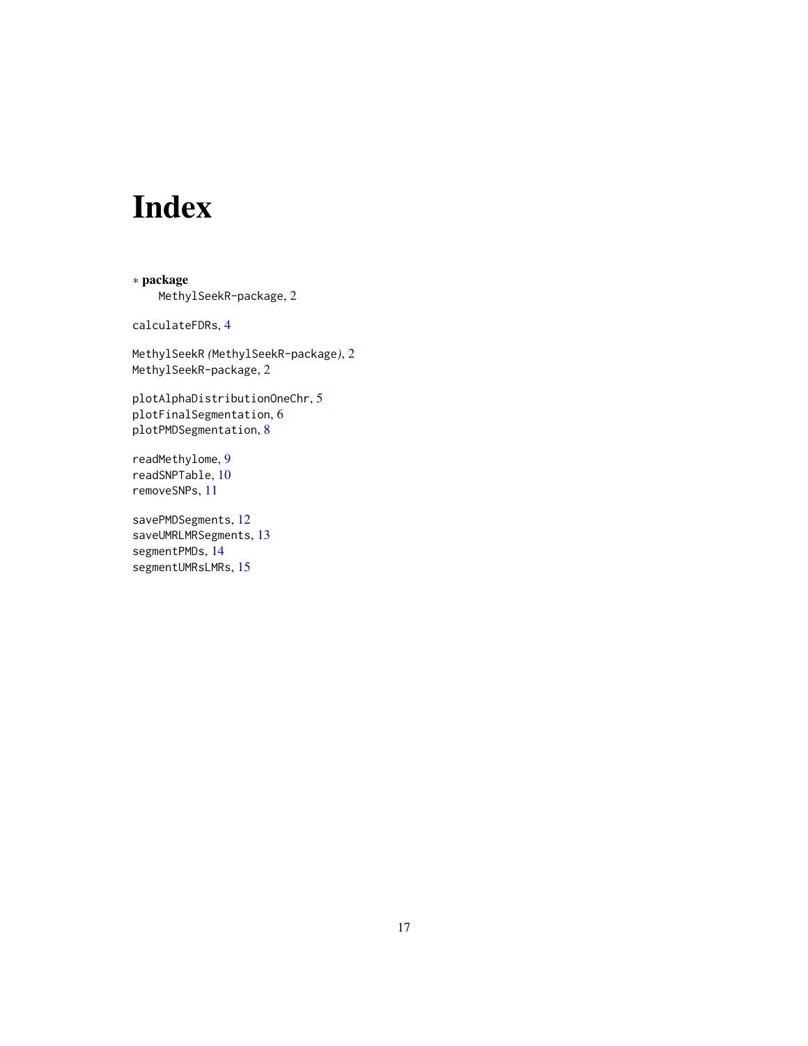# Index

∗ **package**
    MethylSeekR-package, 2

calculateFDRs, 4

MethylSeekR *(*MethylSeekR-package*)*, 2
MethylSeekR-package, 2

plotAlphaDistributionOneChr, 5
plotFinalSegmentation, 6
plotPMDSegmentation, 8

readMethylome, 9
readSNPTable, 10
removeSNPs, 11

savePMDSegments, 12
saveUMRLMRSegments, 13
segmentPMDs, 14
segmentUMRsLMRs, 15